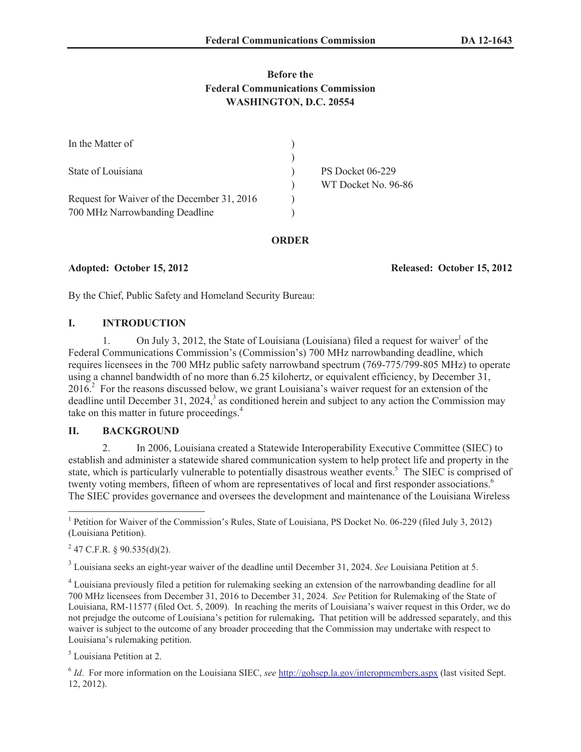**Before the**
**Federal Communications Commission**
**WASHINGTON, D.C. 20554**

| | | |
|---|---|---|
| In the Matter of | ) | |
| | ) | |
| State of Louisiana | ) | PS Docket 06-229 |
| | ) | WT Docket No. 96-86 |
| Request for Waiver of the December 31, 2016 | ) | |
| 700 MHz Narrowbanding Deadline | ) | |

**ORDER**

**Adopted: October 15, 2012** **Released: October 15, 2012**

By the Chief, Public Safety and Homeland Security Bureau:

## I. INTRODUCTION

1. On July 3, 2012, the State of Louisiana (Louisiana) filed a request for waiver[1] of the Federal Communications Commission's (Commission's) 700 MHz narrowbanding deadline, which requires licensees in the 700 MHz public safety narrowband spectrum (769-775/799-805 MHz) to operate using a channel bandwidth of no more than 6.25 kilohertz, or equivalent efficiency, by December 31, 2016.[2] For the reasons discussed below, we grant Louisiana's waiver request for an extension of the deadline until December 31, 2024,[3] as conditioned herein and subject to any action the Commission may take on this matter in future proceedings.[4]

## II. BACKGROUND

2. In 2006, Louisiana created a Statewide Interoperability Executive Committee (SIEC) to establish and administer a statewide shared communication system to help protect life and property in the state, which is particularly vulnerable to potentially disastrous weather events.[5] The SIEC is comprised of twenty voting members, fifteen of whom are representatives of local and first responder associations.[6] The SIEC provides governance and oversees the development and maintenance of the Louisiana Wireless

---

[1] Petition for Waiver of the Commission's Rules, State of Louisiana, PS Docket No. 06-229 (filed July 3, 2012) (Louisiana Petition).

[2] 47 C.F.R. § 90.535(d)(2).

[3] Louisiana seeks an eight-year waiver of the deadline until December 31, 2024. *See* Louisiana Petition at 5.

[4] Louisiana previously filed a petition for rulemaking seeking an extension of the narrowbanding deadline for all 700 MHz licensees from December 31, 2016 to December 31, 2024. *See* Petition for Rulemaking of the State of Louisiana, RM-11577 (filed Oct. 5, 2009). In reaching the merits of Louisiana's waiver request in this Order, we do not prejudge the outcome of Louisiana's petition for rulemaking**.** That petition will be addressed separately, and this waiver is subject to the outcome of any broader proceeding that the Commission may undertake with respect to Louisiana's rulemaking petition.

[5] Louisiana Petition at 2.

[6] *Id*. For more information on the Louisiana SIEC, *see* http://gohsep.la.gov/interopmembers.aspx (last visited Sept. 12, 2012).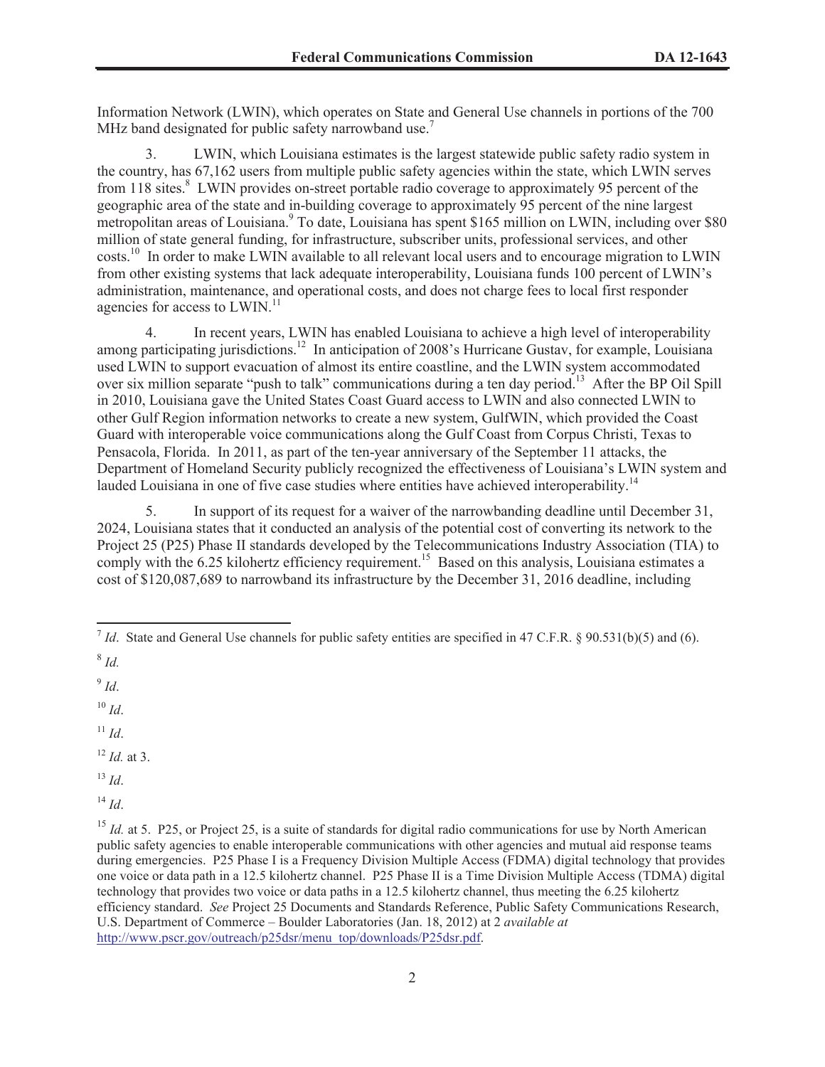Information Network (LWIN), which operates on State and General Use channels in portions of the 700 MHz band designated for public safety narrowband use.[7]

3. LWIN, which Louisiana estimates is the largest statewide public safety radio system in the country, has 67,162 users from multiple public safety agencies within the state, which LWIN serves from 118 sites.[8] LWIN provides on-street portable radio coverage to approximately 95 percent of the geographic area of the state and in-building coverage to approximately 95 percent of the nine largest metropolitan areas of Louisiana.[9] To date, Louisiana has spent $165 million on LWIN, including over $80 million of state general funding, for infrastructure, subscriber units, professional services, and other costs.[10] In order to make LWIN available to all relevant local users and to encourage migration to LWIN from other existing systems that lack adequate interoperability, Louisiana funds 100 percent of LWIN's administration, maintenance, and operational costs, and does not charge fees to local first responder agencies for access to LWIN.[11]

4. In recent years, LWIN has enabled Louisiana to achieve a high level of interoperability among participating jurisdictions.[12] In anticipation of 2008's Hurricane Gustav, for example, Louisiana used LWIN to support evacuation of almost its entire coastline, and the LWIN system accommodated over six million separate "push to talk" communications during a ten day period.[13] After the BP Oil Spill in 2010, Louisiana gave the United States Coast Guard access to LWIN and also connected LWIN to other Gulf Region information networks to create a new system, GulfWIN, which provided the Coast Guard with interoperable voice communications along the Gulf Coast from Corpus Christi, Texas to Pensacola, Florida. In 2011, as part of the ten-year anniversary of the September 11 attacks, the Department of Homeland Security publicly recognized the effectiveness of Louisiana's LWIN system and lauded Louisiana in one of five case studies where entities have achieved interoperability.[14]

5. In support of its request for a waiver of the narrowbanding deadline until December 31, 2024, Louisiana states that it conducted an analysis of the potential cost of converting its network to the Project 25 (P25) Phase II standards developed by the Telecommunications Industry Association (TIA) to comply with the 6.25 kilohertz efficiency requirement.[15] Based on this analysis, Louisiana estimates a cost of $120,087,689 to narrowband its infrastructure by the December 31, 2016 deadline, including

---

[7] *Id*. State and General Use channels for public safety entities are specified in 47 C.F.R. § 90.531(b)(5) and (6).

[8] *Id.*

[9] *Id*.

[10] *Id*.

[11] *Id*.

[12] *Id.* at 3.

[13] *Id*.

[14] *Id*.

[15] *Id.* at 5. P25, or Project 25, is a suite of standards for digital radio communications for use by North American public safety agencies to enable interoperable communications with other agencies and mutual aid response teams during emergencies. P25 Phase I is a Frequency Division Multiple Access (FDMA) digital technology that provides one voice or data path in a 12.5 kilohertz channel. P25 Phase II is a Time Division Multiple Access (TDMA) digital technology that provides two voice or data paths in a 12.5 kilohertz channel, thus meeting the 6.25 kilohertz efficiency standard. *See* Project 25 Documents and Standards Reference, Public Safety Communications Research, U.S. Department of Commerce – Boulder Laboratories (Jan. 18, 2012) at 2 *available at* http://www.pscr.gov/outreach/p25dsr/menu_top/downloads/P25dsr.pdf.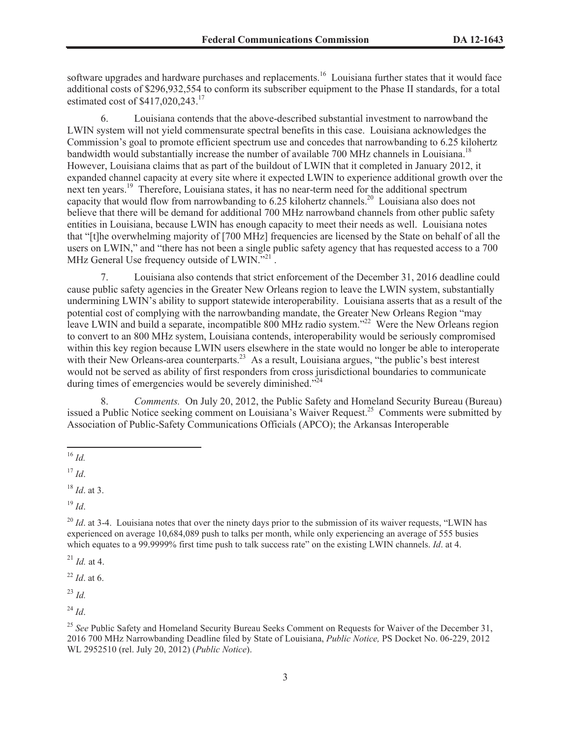software upgrades and hardware purchases and replacements.[16] Louisiana further states that it would face additional costs of $296,932,554 to conform its subscriber equipment to the Phase II standards, for a total estimated cost of $417,020,243.[17]

6. Louisiana contends that the above-described substantial investment to narrowband the LWIN system will not yield commensurate spectral benefits in this case. Louisiana acknowledges the Commission's goal to promote efficient spectrum use and concedes that narrowbanding to 6.25 kilohertz bandwidth would substantially increase the number of available 700 MHz channels in Louisiana.[18] However, Louisiana claims that as part of the buildout of LWIN that it completed in January 2012, it expanded channel capacity at every site where it expected LWIN to experience additional growth over the next ten years.[19] Therefore, Louisiana states, it has no near-term need for the additional spectrum capacity that would flow from narrowbanding to 6.25 kilohertz channels.[20] Louisiana also does not believe that there will be demand for additional 700 MHz narrowband channels from other public safety entities in Louisiana, because LWIN has enough capacity to meet their needs as well. Louisiana notes that "[t]he overwhelming majority of [700 MHz] frequencies are licensed by the State on behalf of all the users on LWIN," and "there has not been a single public safety agency that has requested access to a 700 MHz General Use frequency outside of LWIN."[21] .

7. Louisiana also contends that strict enforcement of the December 31, 2016 deadline could cause public safety agencies in the Greater New Orleans region to leave the LWIN system, substantially undermining LWIN's ability to support statewide interoperability. Louisiana asserts that as a result of the potential cost of complying with the narrowbanding mandate, the Greater New Orleans Region "may leave LWIN and build a separate, incompatible 800 MHz radio system."[22] Were the New Orleans region to convert to an 800 MHz system, Louisiana contends, interoperability would be seriously compromised within this key region because LWIN users elsewhere in the state would no longer be able to interoperate with their New Orleans-area counterparts.[23] As a result, Louisiana argues, "the public's best interest would not be served as ability of first responders from cross jurisdictional boundaries to communicate during times of emergencies would be severely diminished."[24]

8. *Comments.* On July 20, 2012, the Public Safety and Homeland Security Bureau (Bureau) issued a Public Notice seeking comment on Louisiana's Waiver Request.[25] Comments were submitted by Association of Public-Safety Communications Officials (APCO); the Arkansas Interoperable

---

[16] *Id.*

[17] *Id*.

[18] *Id*. at 3.

[19] *Id*.

[20] *Id*. at 3-4. Louisiana notes that over the ninety days prior to the submission of its waiver requests, "LWIN has experienced on average 10,684,089 push to talks per month, while only experiencing an average of 555 busies which equates to a 99.9999% first time push to talk success rate" on the existing LWIN channels. *Id*. at 4.

[21] *Id.* at 4.

[22] *Id*. at 6.

[23] *Id.*

[24] *Id*.

[25] *See* Public Safety and Homeland Security Bureau Seeks Comment on Requests for Waiver of the December 31, 2016 700 MHz Narrowbanding Deadline filed by State of Louisiana, *Public Notice,* PS Docket No. 06-229, 2012 WL 2952510 (rel. July 20, 2012) (*Public Notice*).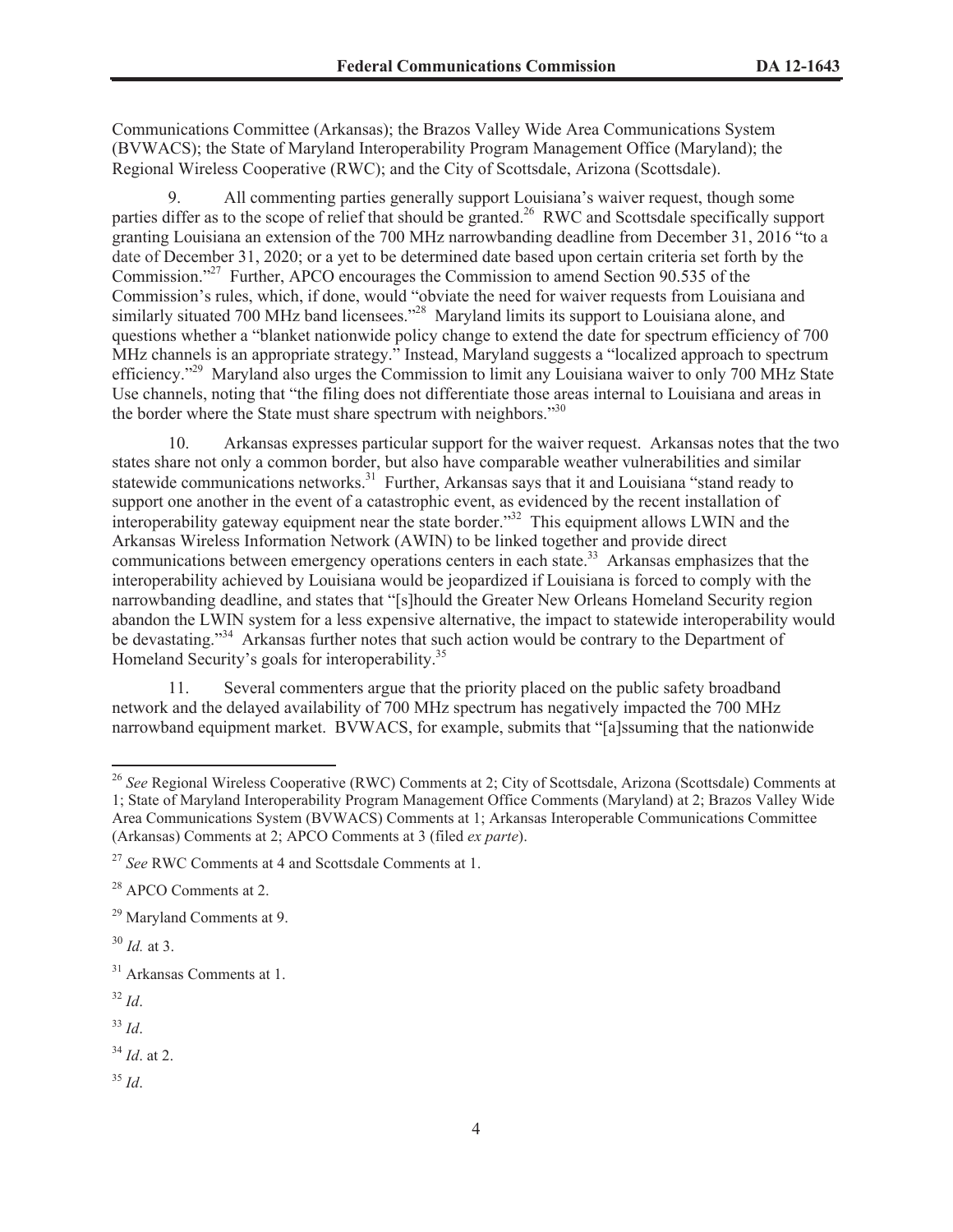Communications Committee (Arkansas); the Brazos Valley Wide Area Communications System (BVWACS); the State of Maryland Interoperability Program Management Office (Maryland); the Regional Wireless Cooperative (RWC); and the City of Scottsdale, Arizona (Scottsdale).

9. All commenting parties generally support Louisiana's waiver request, though some parties differ as to the scope of relief that should be granted.[26] RWC and Scottsdale specifically support granting Louisiana an extension of the 700 MHz narrowbanding deadline from December 31, 2016 "to a date of December 31, 2020; or a yet to be determined date based upon certain criteria set forth by the Commission."[27] Further, APCO encourages the Commission to amend Section 90.535 of the Commission's rules, which, if done, would "obviate the need for waiver requests from Louisiana and similarly situated 700 MHz band licensees."[28] Maryland limits its support to Louisiana alone, and questions whether a "blanket nationwide policy change to extend the date for spectrum efficiency of 700 MHz channels is an appropriate strategy." Instead, Maryland suggests a "localized approach to spectrum efficiency."[29] Maryland also urges the Commission to limit any Louisiana waiver to only 700 MHz State Use channels, noting that "the filing does not differentiate those areas internal to Louisiana and areas in the border where the State must share spectrum with neighbors."[30]

10. Arkansas expresses particular support for the waiver request. Arkansas notes that the two states share not only a common border, but also have comparable weather vulnerabilities and similar statewide communications networks.[31] Further, Arkansas says that it and Louisiana "stand ready to support one another in the event of a catastrophic event, as evidenced by the recent installation of interoperability gateway equipment near the state border."[32] This equipment allows LWIN and the Arkansas Wireless Information Network (AWIN) to be linked together and provide direct communications between emergency operations centers in each state.[33] Arkansas emphasizes that the interoperability achieved by Louisiana would be jeopardized if Louisiana is forced to comply with the narrowbanding deadline, and states that "[s]hould the Greater New Orleans Homeland Security region abandon the LWIN system for a less expensive alternative, the impact to statewide interoperability would be devastating."[34] Arkansas further notes that such action would be contrary to the Department of Homeland Security's goals for interoperability.[35]

11. Several commenters argue that the priority placed on the public safety broadband network and the delayed availability of 700 MHz spectrum has negatively impacted the 700 MHz narrowband equipment market. BVWACS, for example, submits that "[a]ssuming that the nationwide

---

[26] *See* Regional Wireless Cooperative (RWC) Comments at 2; City of Scottsdale, Arizona (Scottsdale) Comments at 1; State of Maryland Interoperability Program Management Office Comments (Maryland) at 2; Brazos Valley Wide Area Communications System (BVWACS) Comments at 1; Arkansas Interoperable Communications Committee (Arkansas) Comments at 2; APCO Comments at 3 (filed *ex parte*).

[27] *See* RWC Comments at 4 and Scottsdale Comments at 1.

[28] APCO Comments at 2.

[29] Maryland Comments at 9.

[30] *Id.* at 3.

[31] Arkansas Comments at 1.

[32] *Id*.

[33] *Id*.

[34] *Id*. at 2.

[35] *Id*.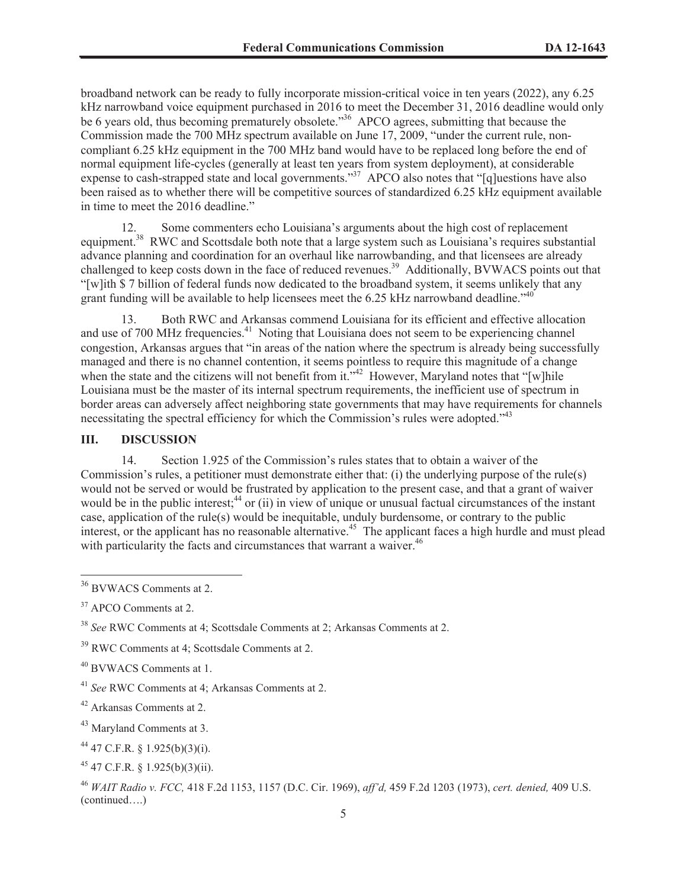broadband network can be ready to fully incorporate mission-critical voice in ten years (2022), any 6.25 kHz narrowband voice equipment purchased in 2016 to meet the December 31, 2016 deadline would only be 6 years old, thus becoming prematurely obsolete."[36] APCO agrees, submitting that because the Commission made the 700 MHz spectrum available on June 17, 2009, "under the current rule, non-compliant 6.25 kHz equipment in the 700 MHz band would have to be replaced long before the end of normal equipment life-cycles (generally at least ten years from system deployment), at considerable expense to cash-strapped state and local governments."[37] APCO also notes that "[q]uestions have also been raised as to whether there will be competitive sources of standardized 6.25 kHz equipment available in time to meet the 2016 deadline."

12. Some commenters echo Louisiana's arguments about the high cost of replacement equipment.[38] RWC and Scottsdale both note that a large system such as Louisiana's requires substantial advance planning and coordination for an overhaul like narrowbanding, and that licensees are already challenged to keep costs down in the face of reduced revenues.[39] Additionally, BVWACS points out that "[w]ith $ 7 billion of federal funds now dedicated to the broadband system, it seems unlikely that any grant funding will be available to help licensees meet the 6.25 kHz narrowband deadline."[40]

13. Both RWC and Arkansas commend Louisiana for its efficient and effective allocation and use of 700 MHz frequencies.[41] Noting that Louisiana does not seem to be experiencing channel congestion, Arkansas argues that "in areas of the nation where the spectrum is already being successfully managed and there is no channel contention, it seems pointless to require this magnitude of a change when the state and the citizens will not benefit from it."[42] However, Maryland notes that "[w]hile Louisiana must be the master of its internal spectrum requirements, the inefficient use of spectrum in border areas can adversely affect neighboring state governments that may have requirements for channels necessitating the spectral efficiency for which the Commission's rules were adopted."[43]

## III. DISCUSSION

14. Section 1.925 of the Commission's rules states that to obtain a waiver of the Commission's rules, a petitioner must demonstrate either that: (i) the underlying purpose of the rule(s) would not be served or would be frustrated by application to the present case, and that a grant of waiver would be in the public interest;[44] or (ii) in view of unique or unusual factual circumstances of the instant case, application of the rule(s) would be inequitable, unduly burdensome, or contrary to the public interest, or the applicant has no reasonable alternative.[45] The applicant faces a high hurdle and must plead with particularity the facts and circumstances that warrant a waiver.[46]

---

[36] BVWACS Comments at 2.

[37] APCO Comments at 2.

[38] *See* RWC Comments at 4; Scottsdale Comments at 2; Arkansas Comments at 2.

[39] RWC Comments at 4; Scottsdale Comments at 2.

[40] BVWACS Comments at 1.

[41] *See* RWC Comments at 4; Arkansas Comments at 2.

[42] Arkansas Comments at 2.

[43] Maryland Comments at 3.

[44] 47 C.F.R. § 1.925(b)(3)(i).

[45] 47 C.F.R. § 1.925(b)(3)(ii).

[46] *WAIT Radio v. FCC,* 418 F.2d 1153, 1157 (D.C. Cir. 1969), *aff'd,* 459 F.2d 1203 (1973), *cert. denied,* 409 U.S. (continued….)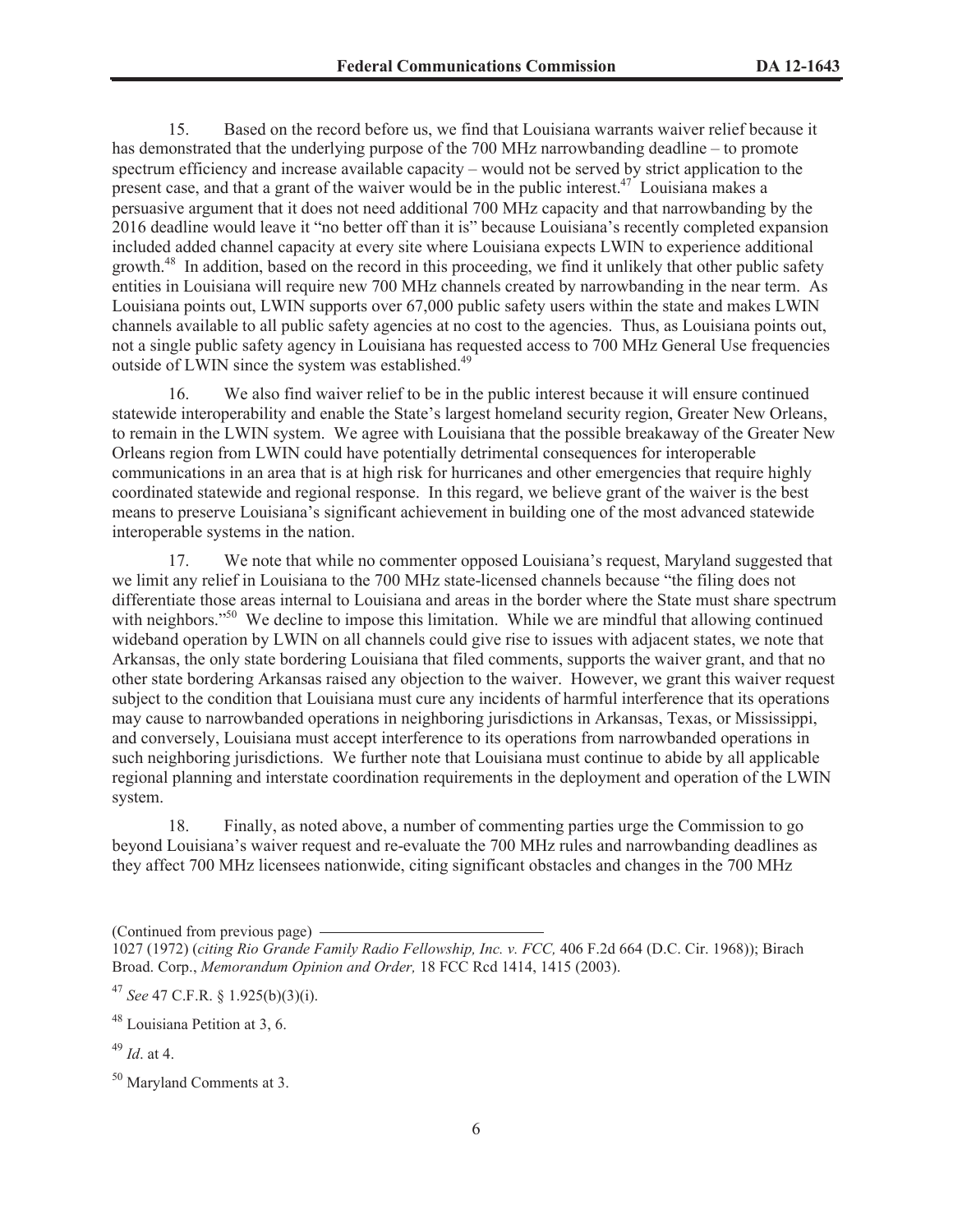15. Based on the record before us, we find that Louisiana warrants waiver relief because it has demonstrated that the underlying purpose of the 700 MHz narrowbanding deadline – to promote spectrum efficiency and increase available capacity – would not be served by strict application to the present case, and that a grant of the waiver would be in the public interest.[47] Louisiana makes a persuasive argument that it does not need additional 700 MHz capacity and that narrowbanding by the 2016 deadline would leave it "no better off than it is" because Louisiana's recently completed expansion included added channel capacity at every site where Louisiana expects LWIN to experience additional growth.[48] In addition, based on the record in this proceeding, we find it unlikely that other public safety entities in Louisiana will require new 700 MHz channels created by narrowbanding in the near term. As Louisiana points out, LWIN supports over 67,000 public safety users within the state and makes LWIN channels available to all public safety agencies at no cost to the agencies. Thus, as Louisiana points out, not a single public safety agency in Louisiana has requested access to 700 MHz General Use frequencies outside of LWIN since the system was established.[49]

16. We also find waiver relief to be in the public interest because it will ensure continued statewide interoperability and enable the State's largest homeland security region, Greater New Orleans, to remain in the LWIN system. We agree with Louisiana that the possible breakaway of the Greater New Orleans region from LWIN could have potentially detrimental consequences for interoperable communications in an area that is at high risk for hurricanes and other emergencies that require highly coordinated statewide and regional response. In this regard, we believe grant of the waiver is the best means to preserve Louisiana's significant achievement in building one of the most advanced statewide interoperable systems in the nation.

17. We note that while no commenter opposed Louisiana's request, Maryland suggested that we limit any relief in Louisiana to the 700 MHz state-licensed channels because "the filing does not differentiate those areas internal to Louisiana and areas in the border where the State must share spectrum with neighbors."[50] We decline to impose this limitation. While we are mindful that allowing continued wideband operation by LWIN on all channels could give rise to issues with adjacent states, we note that Arkansas, the only state bordering Louisiana that filed comments, supports the waiver grant, and that no other state bordering Arkansas raised any objection to the waiver. However, we grant this waiver request subject to the condition that Louisiana must cure any incidents of harmful interference that its operations may cause to narrowbanded operations in neighboring jurisdictions in Arkansas, Texas, or Mississippi, and conversely, Louisiana must accept interference to its operations from narrowbanded operations in such neighboring jurisdictions. We further note that Louisiana must continue to abide by all applicable regional planning and interstate coordination requirements in the deployment and operation of the LWIN system.

18. Finally, as noted above, a number of commenting parties urge the Commission to go beyond Louisiana's waiver request and re-evaluate the 700 MHz rules and narrowbanding deadlines as they affect 700 MHz licensees nationwide, citing significant obstacles and changes in the 700 MHz

---

(Continued from previous page)

1027 (1972) (*citing Rio Grande Family Radio Fellowship, Inc. v. FCC,* 406 F.2d 664 (D.C. Cir. 1968)); Birach Broad. Corp., *Memorandum Opinion and Order,* 18 FCC Rcd 1414, 1415 (2003).

[47] *See* 47 C.F.R. § 1.925(b)(3)(i).

[48] Louisiana Petition at 3, 6.

[49] *Id*. at 4.

[50] Maryland Comments at 3.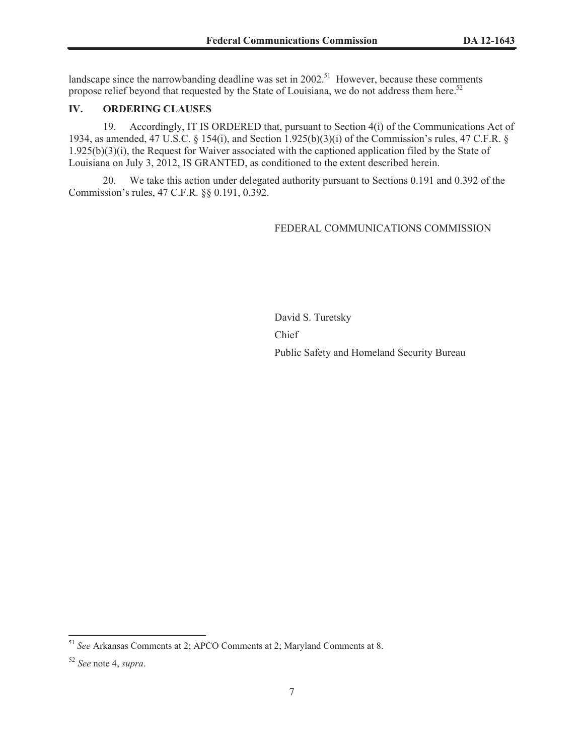landscape since the narrowbanding deadline was set in 2002.[51] However, because these comments propose relief beyond that requested by the State of Louisiana, we do not address them here.[52]

## IV. ORDERING CLAUSES

19. Accordingly, IT IS ORDERED that, pursuant to Section 4(i) of the Communications Act of 1934, as amended, 47 U.S.C. § 154(i), and Section 1.925(b)(3)(i) of the Commission's rules, 47 C.F.R. § 1.925(b)(3)(i), the Request for Waiver associated with the captioned application filed by the State of Louisiana on July 3, 2012, IS GRANTED, as conditioned to the extent described herein.

20. We take this action under delegated authority pursuant to Sections 0.191 and 0.392 of the Commission's rules, 47 C.F.R. §§ 0.191, 0.392.

FEDERAL COMMUNICATIONS COMMISSION

David S. Turetsky
Chief
Public Safety and Homeland Security Bureau

---

[51] *See* Arkansas Comments at 2; APCO Comments at 2; Maryland Comments at 8.

[52] *See* note 4, *supra*.